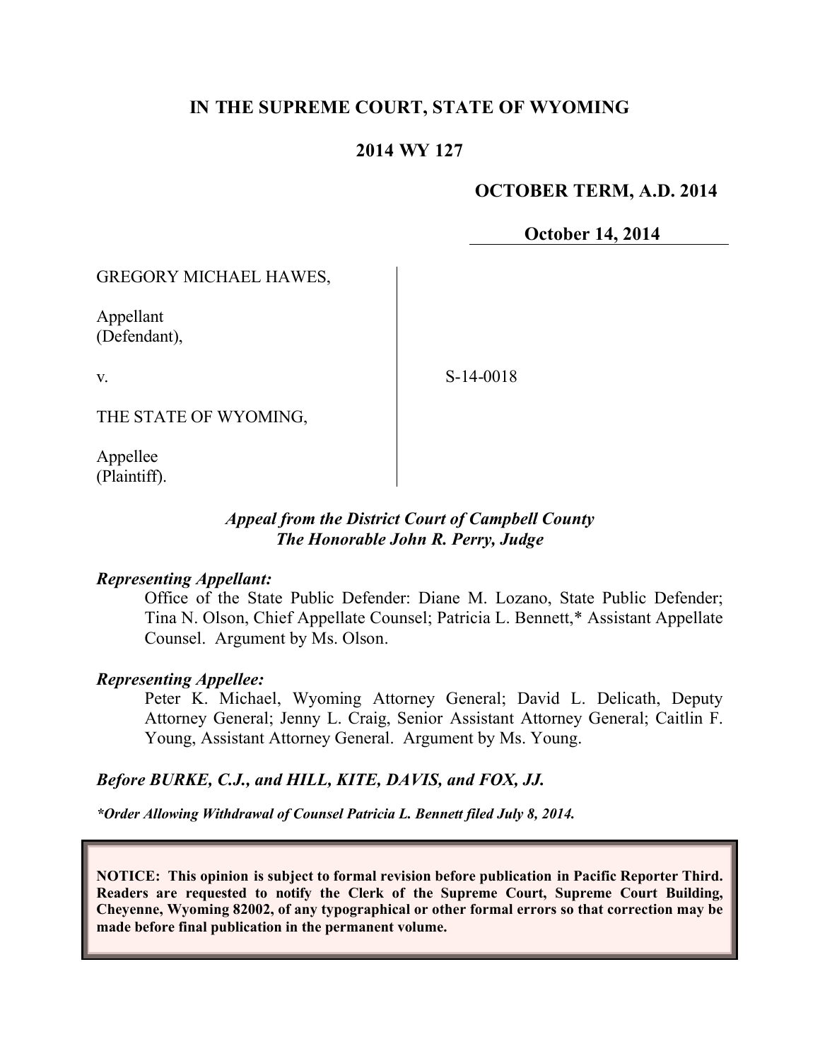# IN THE SUPREME COURT, STATE OF WYOMING

## 2014 WY 127

**OCTOBER TERM, A.D. 2014**

**October 14, 2014**

GREGORY MICHAEL HAWES,

Appellant
(Defendant),

v.

S-14-0018

THE STATE OF WYOMING,

Appellee
(Plaintiff).

***Appeal from the District Court of Campbell County***
***The Honorable John R. Perry, Judge***

***Representing Appellant:***

Office of the State Public Defender: Diane M. Lozano, State Public Defender; Tina N. Olson, Chief Appellate Counsel; Patricia L. Bennett,* Assistant Appellate Counsel. Argument by Ms. Olson.

***Representing Appellee:***

Peter K. Michael, Wyoming Attorney General; David L. Delicath, Deputy Attorney General; Jenny L. Craig, Senior Assistant Attorney General; Caitlin F. Young, Assistant Attorney General. Argument by Ms. Young.

***Before BURKE, C.J., and HILL, KITE, DAVIS, and FOX, JJ.***

****Order Allowing Withdrawal of Counsel Patricia L. Bennett filed July 8, 2014.***

**NOTICE: This opinion is subject to formal revision before publication in Pacific Reporter Third. Readers are requested to notify the Clerk of the Supreme Court, Supreme Court Building, Cheyenne, Wyoming 82002, of any typographical or other formal errors so that correction may be made before final publication in the permanent volume.**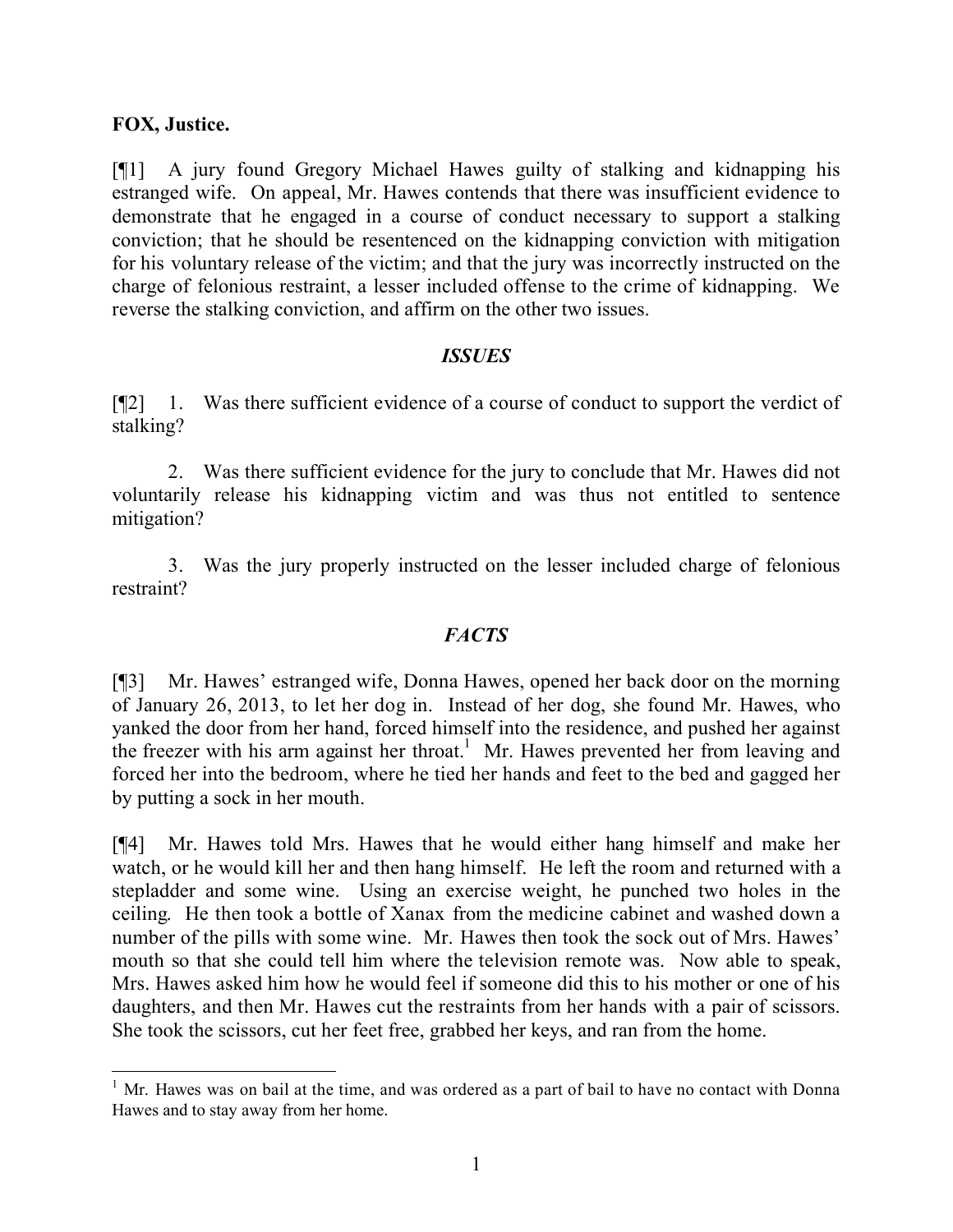**FOX, Justice.**

[¶1] A jury found Gregory Michael Hawes guilty of stalking and kidnapping his estranged wife. On appeal, Mr. Hawes contends that there was insufficient evidence to demonstrate that he engaged in a course of conduct necessary to support a stalking conviction; that he should be resentenced on the kidnapping conviction with mitigation for his voluntary release of the victim; and that the jury was incorrectly instructed on the charge of felonious restraint, a lesser included offense to the crime of kidnapping. We reverse the stalking conviction, and affirm on the other two issues.

### *ISSUES*

[¶2] 1. Was there sufficient evidence of a course of conduct to support the verdict of stalking?

2. Was there sufficient evidence for the jury to conclude that Mr. Hawes did not voluntarily release his kidnapping victim and was thus not entitled to sentence mitigation?

3. Was the jury properly instructed on the lesser included charge of felonious restraint?

### *FACTS*

[¶3] Mr. Hawes' estranged wife, Donna Hawes, opened her back door on the morning of January 26, 2013, to let her dog in. Instead of her dog, she found Mr. Hawes, who yanked the door from her hand, forced himself into the residence, and pushed her against the freezer with his arm against her throat.[1] Mr. Hawes prevented her from leaving and forced her into the bedroom, where he tied her hands and feet to the bed and gagged her by putting a sock in her mouth.

[¶4] Mr. Hawes told Mrs. Hawes that he would either hang himself and make her watch, or he would kill her and then hang himself. He left the room and returned with a stepladder and some wine. Using an exercise weight, he punched two holes in the ceiling. He then took a bottle of Xanax from the medicine cabinet and washed down a number of the pills with some wine. Mr. Hawes then took the sock out of Mrs. Hawes' mouth so that she could tell him where the television remote was. Now able to speak, Mrs. Hawes asked him how he would feel if someone did this to his mother or one of his daughters, and then Mr. Hawes cut the restraints from her hands with a pair of scissors. She took the scissors, cut her feet free, grabbed her keys, and ran from the home.

---

[1] Mr. Hawes was on bail at the time, and was ordered as a part of bail to have no contact with Donna Hawes and to stay away from her home.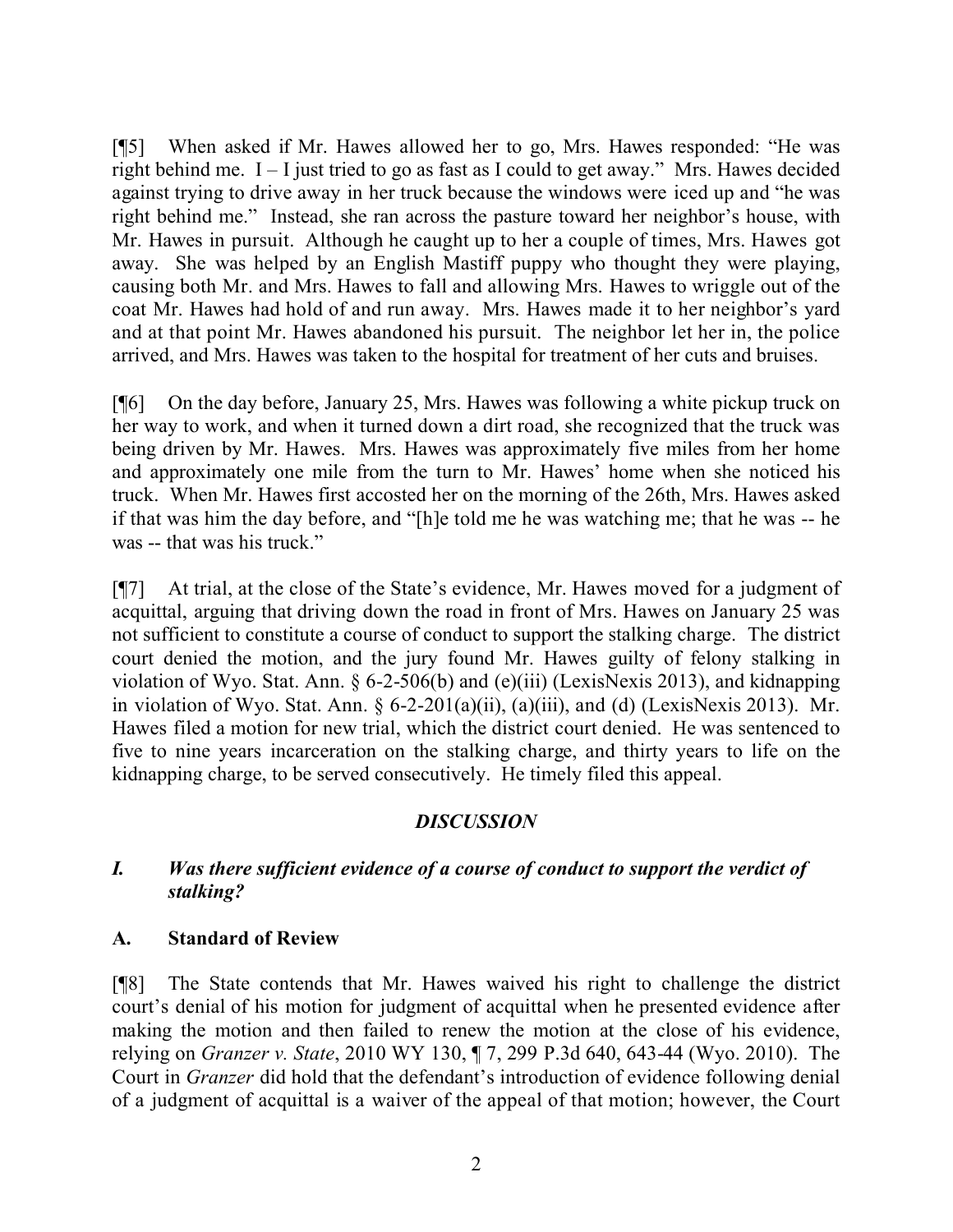[¶5] When asked if Mr. Hawes allowed her to go, Mrs. Hawes responded: "He was right behind me. I – I just tried to go as fast as I could to get away." Mrs. Hawes decided against trying to drive away in her truck because the windows were iced up and "he was right behind me." Instead, she ran across the pasture toward her neighbor's house, with Mr. Hawes in pursuit. Although he caught up to her a couple of times, Mrs. Hawes got away. She was helped by an English Mastiff puppy who thought they were playing, causing both Mr. and Mrs. Hawes to fall and allowing Mrs. Hawes to wriggle out of the coat Mr. Hawes had hold of and run away. Mrs. Hawes made it to her neighbor's yard and at that point Mr. Hawes abandoned his pursuit. The neighbor let her in, the police arrived, and Mrs. Hawes was taken to the hospital for treatment of her cuts and bruises.

[¶6] On the day before, January 25, Mrs. Hawes was following a white pickup truck on her way to work, and when it turned down a dirt road, she recognized that the truck was being driven by Mr. Hawes. Mrs. Hawes was approximately five miles from her home and approximately one mile from the turn to Mr. Hawes' home when she noticed his truck. When Mr. Hawes first accosted her on the morning of the 26th, Mrs. Hawes asked if that was him the day before, and "[h]e told me he was watching me; that he was -- he was -- that was his truck."

[¶7] At trial, at the close of the State's evidence, Mr. Hawes moved for a judgment of acquittal, arguing that driving down the road in front of Mrs. Hawes on January 25 was not sufficient to constitute a course of conduct to support the stalking charge. The district court denied the motion, and the jury found Mr. Hawes guilty of felony stalking in violation of Wyo. Stat. Ann. § 6-2-506(b) and (e)(iii) (LexisNexis 2013), and kidnapping in violation of Wyo. Stat. Ann. § 6-2-201(a)(ii), (a)(iii), and (d) (LexisNexis 2013). Mr. Hawes filed a motion for new trial, which the district court denied. He was sentenced to five to nine years incarceration on the stalking charge, and thirty years to life on the kidnapping charge, to be served consecutively. He timely filed this appeal.

## *DISCUSSION*

### *I. Was there sufficient evidence of a course of conduct to support the verdict of stalking?*

### A. Standard of Review

[¶8] The State contends that Mr. Hawes waived his right to challenge the district court's denial of his motion for judgment of acquittal when he presented evidence after making the motion and then failed to renew the motion at the close of his evidence, relying on *Granzer v. State*, 2010 WY 130, ¶ 7, 299 P.3d 640, 643-44 (Wyo. 2010). The Court in *Granzer* did hold that the defendant's introduction of evidence following denial of a judgment of acquittal is a waiver of the appeal of that motion; however, the Court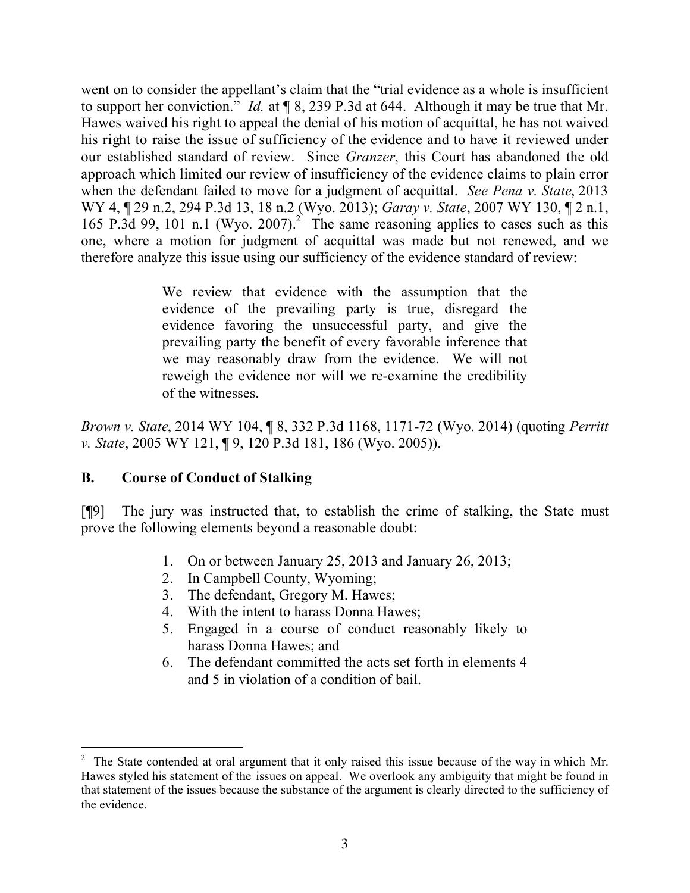went on to consider the appellant's claim that the "trial evidence as a whole is insufficient to support her conviction." *Id.* at ¶ 8, 239 P.3d at 644. Although it may be true that Mr. Hawes waived his right to appeal the denial of his motion of acquittal, he has not waived his right to raise the issue of sufficiency of the evidence and to have it reviewed under our established standard of review. Since *Granzer*, this Court has abandoned the old approach which limited our review of insufficiency of the evidence claims to plain error when the defendant failed to move for a judgment of acquittal. *See Pena v. State*, 2013 WY 4, ¶ 29 n.2, 294 P.3d 13, 18 n.2 (Wyo. 2013); *Garay v. State*, 2007 WY 130, ¶ 2 n.1, 165 P.3d 99, 101 n.1 (Wyo. 2007).[2] The same reasoning applies to cases such as this one, where a motion for judgment of acquittal was made but not renewed, and we therefore analyze this issue using our sufficiency of the evidence standard of review:

> We review that evidence with the assumption that the evidence of the prevailing party is true, disregard the evidence favoring the unsuccessful party, and give the prevailing party the benefit of every favorable inference that we may reasonably draw from the evidence. We will not reweigh the evidence nor will we re-examine the credibility of the witnesses.

*Brown v. State*, 2014 WY 104, ¶ 8, 332 P.3d 1168, 1171-72 (Wyo. 2014) (quoting *Perritt v. State*, 2005 WY 121, ¶ 9, 120 P.3d 181, 186 (Wyo. 2005)).

## B. Course of Conduct of Stalking

[¶9] The jury was instructed that, to establish the crime of stalking, the State must prove the following elements beyond a reasonable doubt:

1. On or between January 25, 2013 and January 26, 2013;
2. In Campbell County, Wyoming;
3. The defendant, Gregory M. Hawes;
4. With the intent to harass Donna Hawes;
5. Engaged in a course of conduct reasonably likely to harass Donna Hawes; and
6. The defendant committed the acts set forth in elements 4 and 5 in violation of a condition of bail.

---

[2] The State contended at oral argument that it only raised this issue because of the way in which Mr. Hawes styled his statement of the issues on appeal. We overlook any ambiguity that might be found in that statement of the issues because the substance of the argument is clearly directed to the sufficiency of the evidence.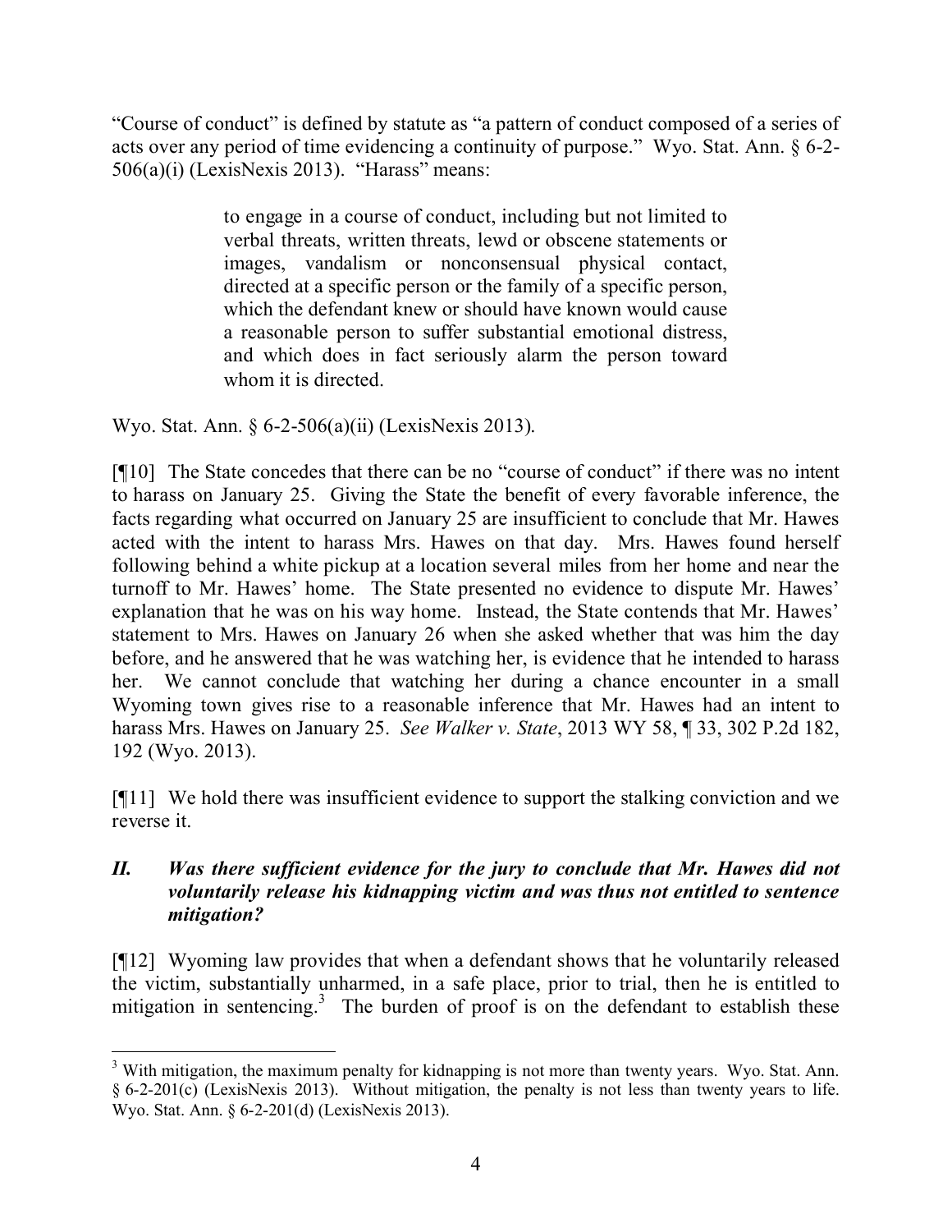"Course of conduct" is defined by statute as "a pattern of conduct composed of a series of acts over any period of time evidencing a continuity of purpose." Wyo. Stat. Ann. § 6-2-506(a)(i) (LexisNexis 2013). "Harass" means:

> to engage in a course of conduct, including but not limited to verbal threats, written threats, lewd or obscene statements or images, vandalism or nonconsensual physical contact, directed at a specific person or the family of a specific person, which the defendant knew or should have known would cause a reasonable person to suffer substantial emotional distress, and which does in fact seriously alarm the person toward whom it is directed.

Wyo. Stat. Ann. § 6-2-506(a)(ii) (LexisNexis 2013).

[¶10] The State concedes that there can be no "course of conduct" if there was no intent to harass on January 25. Giving the State the benefit of every favorable inference, the facts regarding what occurred on January 25 are insufficient to conclude that Mr. Hawes acted with the intent to harass Mrs. Hawes on that day. Mrs. Hawes found herself following behind a white pickup at a location several miles from her home and near the turnoff to Mr. Hawes' home. The State presented no evidence to dispute Mr. Hawes' explanation that he was on his way home. Instead, the State contends that Mr. Hawes' statement to Mrs. Hawes on January 26 when she asked whether that was him the day before, and he answered that he was watching her, is evidence that he intended to harass her. We cannot conclude that watching her during a chance encounter in a small Wyoming town gives rise to a reasonable inference that Mr. Hawes had an intent to harass Mrs. Hawes on January 25. *See Walker v. State*, 2013 WY 58, ¶ 33, 302 P.2d 182, 192 (Wyo. 2013).

[¶11] We hold there was insufficient evidence to support the stalking conviction and we reverse it.

### *II. Was there sufficient evidence for the jury to conclude that Mr. Hawes did not voluntarily release his kidnapping victim and was thus not entitled to sentence mitigation?*

[¶12] Wyoming law provides that when a defendant shows that he voluntarily released the victim, substantially unharmed, in a safe place, prior to trial, then he is entitled to mitigation in sentencing.[3] The burden of proof is on the defendant to establish these

[3] With mitigation, the maximum penalty for kidnapping is not more than twenty years. Wyo. Stat. Ann. § 6-2-201(c) (LexisNexis 2013). Without mitigation, the penalty is not less than twenty years to life. Wyo. Stat. Ann. § 6-2-201(d) (LexisNexis 2013).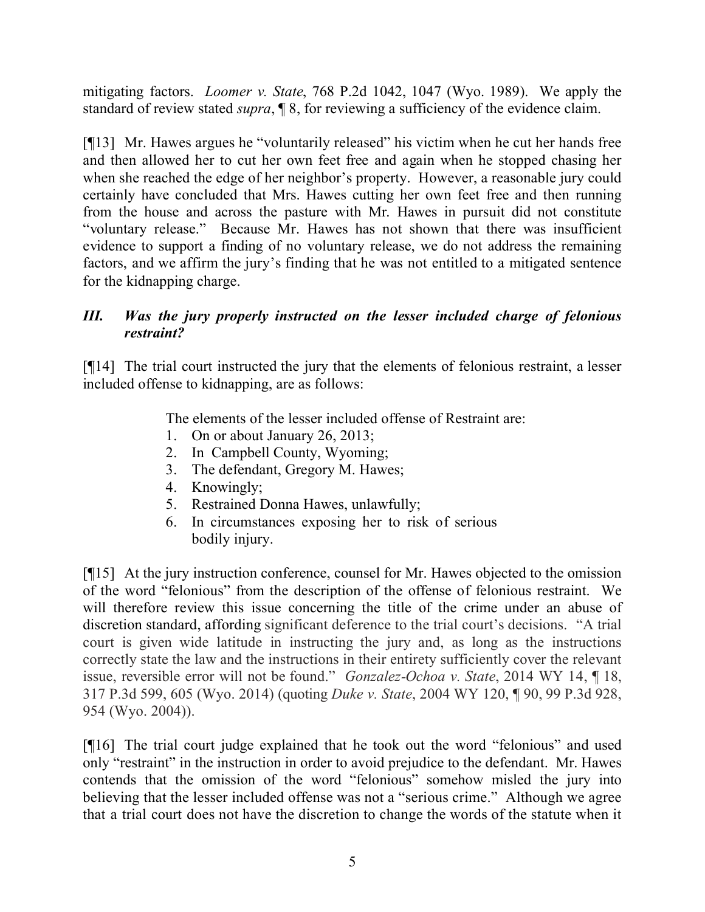mitigating factors. *Loomer v. State*, 768 P.2d 1042, 1047 (Wyo. 1989). We apply the standard of review stated *supra*, ¶ 8, for reviewing a sufficiency of the evidence claim.

[¶13] Mr. Hawes argues he "voluntarily released" his victim when he cut her hands free and then allowed her to cut her own feet free and again when he stopped chasing her when she reached the edge of her neighbor's property. However, a reasonable jury could certainly have concluded that Mrs. Hawes cutting her own feet free and then running from the house and across the pasture with Mr. Hawes in pursuit did not constitute "voluntary release." Because Mr. Hawes has not shown that there was insufficient evidence to support a finding of no voluntary release, we do not address the remaining factors, and we affirm the jury's finding that he was not entitled to a mitigated sentence for the kidnapping charge.

### *III. Was the jury properly instructed on the lesser included charge of felonious restraint?*

[¶14] The trial court instructed the jury that the elements of felonious restraint, a lesser included offense to kidnapping, are as follows:

> The elements of the lesser included offense of Restraint are:
> 1. On or about January 26, 2013;
> 2. In Campbell County, Wyoming;
> 3. The defendant, Gregory M. Hawes;
> 4. Knowingly;
> 5. Restrained Donna Hawes, unlawfully;
> 6. In circumstances exposing her to risk of serious bodily injury.

[¶15] At the jury instruction conference, counsel for Mr. Hawes objected to the omission of the word "felonious" from the description of the offense of felonious restraint. We will therefore review this issue concerning the title of the crime under an abuse of discretion standard, affording significant deference to the trial court's decisions. "A trial court is given wide latitude in instructing the jury and, as long as the instructions correctly state the law and the instructions in their entirety sufficiently cover the relevant issue, reversible error will not be found." *Gonzalez-Ochoa v. State*, 2014 WY 14, ¶ 18, 317 P.3d 599, 605 (Wyo. 2014) (quoting *Duke v. State*, 2004 WY 120, ¶ 90, 99 P.3d 928, 954 (Wyo. 2004)).

[¶16] The trial court judge explained that he took out the word "felonious" and used only "restraint" in the instruction in order to avoid prejudice to the defendant. Mr. Hawes contends that the omission of the word "felonious" somehow misled the jury into believing that the lesser included offense was not a "serious crime." Although we agree that a trial court does not have the discretion to change the words of the statute when it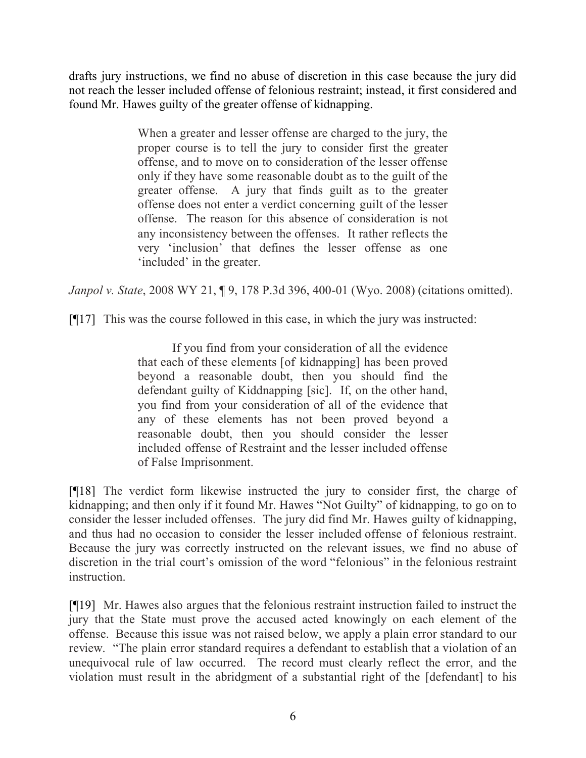drafts jury instructions, we find no abuse of discretion in this case because the jury did not reach the lesser included offense of felonious restraint; instead, it first considered and found Mr. Hawes guilty of the greater offense of kidnapping.

> When a greater and lesser offense are charged to the jury, the proper course is to tell the jury to consider first the greater offense, and to move on to consideration of the lesser offense only if they have some reasonable doubt as to the guilt of the greater offense. A jury that finds guilt as to the greater offense does not enter a verdict concerning guilt of the lesser offense. The reason for this absence of consideration is not any inconsistency between the offenses. It rather reflects the very 'inclusion' that defines the lesser offense as one 'included' in the greater.

*Janpol v. State*, 2008 WY 21, ¶ 9, 178 P.3d 396, 400-01 (Wyo. 2008) (citations omitted).

[¶17] This was the course followed in this case, in which the jury was instructed:

> If you find from your consideration of all the evidence that each of these elements [of kidnapping] has been proved beyond a reasonable doubt, then you should find the defendant guilty of Kiddnapping [sic]. If, on the other hand, you find from your consideration of all of the evidence that any of these elements has not been proved beyond a reasonable doubt, then you should consider the lesser included offense of Restraint and the lesser included offense of False Imprisonment.

[¶18] The verdict form likewise instructed the jury to consider first, the charge of kidnapping; and then only if it found Mr. Hawes "Not Guilty" of kidnapping, to go on to consider the lesser included offenses. The jury did find Mr. Hawes guilty of kidnapping, and thus had no occasion to consider the lesser included offense of felonious restraint. Because the jury was correctly instructed on the relevant issues, we find no abuse of discretion in the trial court's omission of the word "felonious" in the felonious restraint instruction.

[¶19] Mr. Hawes also argues that the felonious restraint instruction failed to instruct the jury that the State must prove the accused acted knowingly on each element of the offense. Because this issue was not raised below, we apply a plain error standard to our review. "The plain error standard requires a defendant to establish that a violation of an unequivocal rule of law occurred. The record must clearly reflect the error, and the violation must result in the abridgment of a substantial right of the [defendant] to his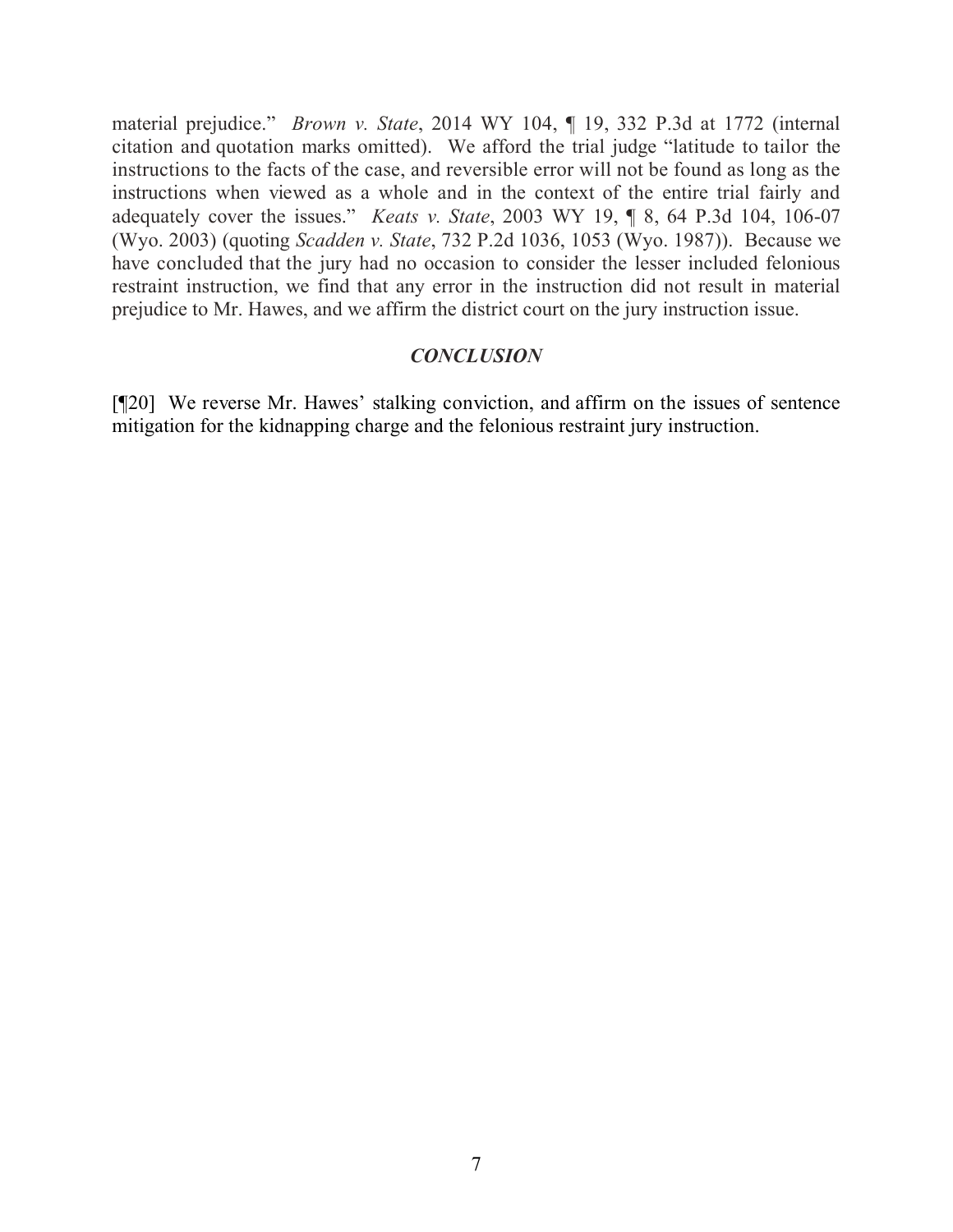material prejudice." *Brown v. State*, 2014 WY 104, ¶ 19, 332 P.3d at 1772 (internal citation and quotation marks omitted). We afford the trial judge "latitude to tailor the instructions to the facts of the case, and reversible error will not be found as long as the instructions when viewed as a whole and in the context of the entire trial fairly and adequately cover the issues." *Keats v. State*, 2003 WY 19, ¶ 8, 64 P.3d 104, 106-07 (Wyo. 2003) (quoting *Scadden v. State*, 732 P.2d 1036, 1053 (Wyo. 1987)). Because we have concluded that the jury had no occasion to consider the lesser included felonious restraint instruction, we find that any error in the instruction did not result in material prejudice to Mr. Hawes, and we affirm the district court on the jury instruction issue.

## *CONCLUSION*

[¶20] We reverse Mr. Hawes' stalking conviction, and affirm on the issues of sentence mitigation for the kidnapping charge and the felonious restraint jury instruction.